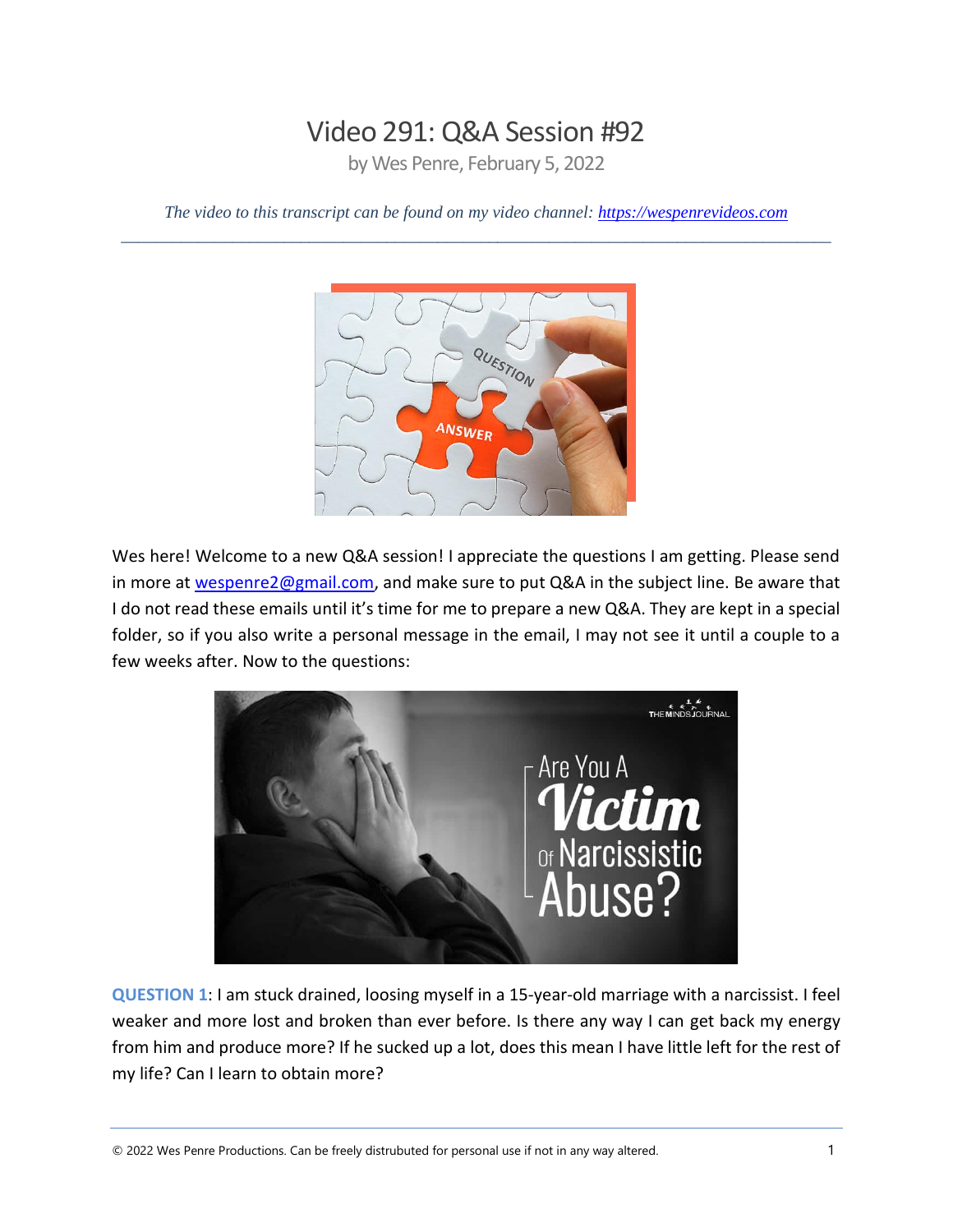# Video 291: Q&A Session #92

by Wes Penre, February 5, 2022

*The video to this transcript can be found on my video channel: [https://wespenrevideos.com](https://wespenrevideos.com)*

---

Wes here! Welcome to a new Q&A session! I appreciate the questions I am getting. Please send in more at [wespenre2@gmail.com](mailto:wespenre2@gmail.com), and make sure to put Q&A in the subject line. Be aware that I do not read these emails until it's time for me to prepare a new Q&A. They are kept in a special folder, so if you also write a personal message in the email, I may not see it until a couple to a few weeks after. Now to the questions:

**QUESTION 1**: I am stuck drained, loosing myself in a 15-year-old marriage with a narcissist. I feel weaker and more lost and broken than ever before. Is there any way I can get back my energy from him and produce more? If he sucked up a lot, does this mean I have little left for the rest of my life? Can I learn to obtain more?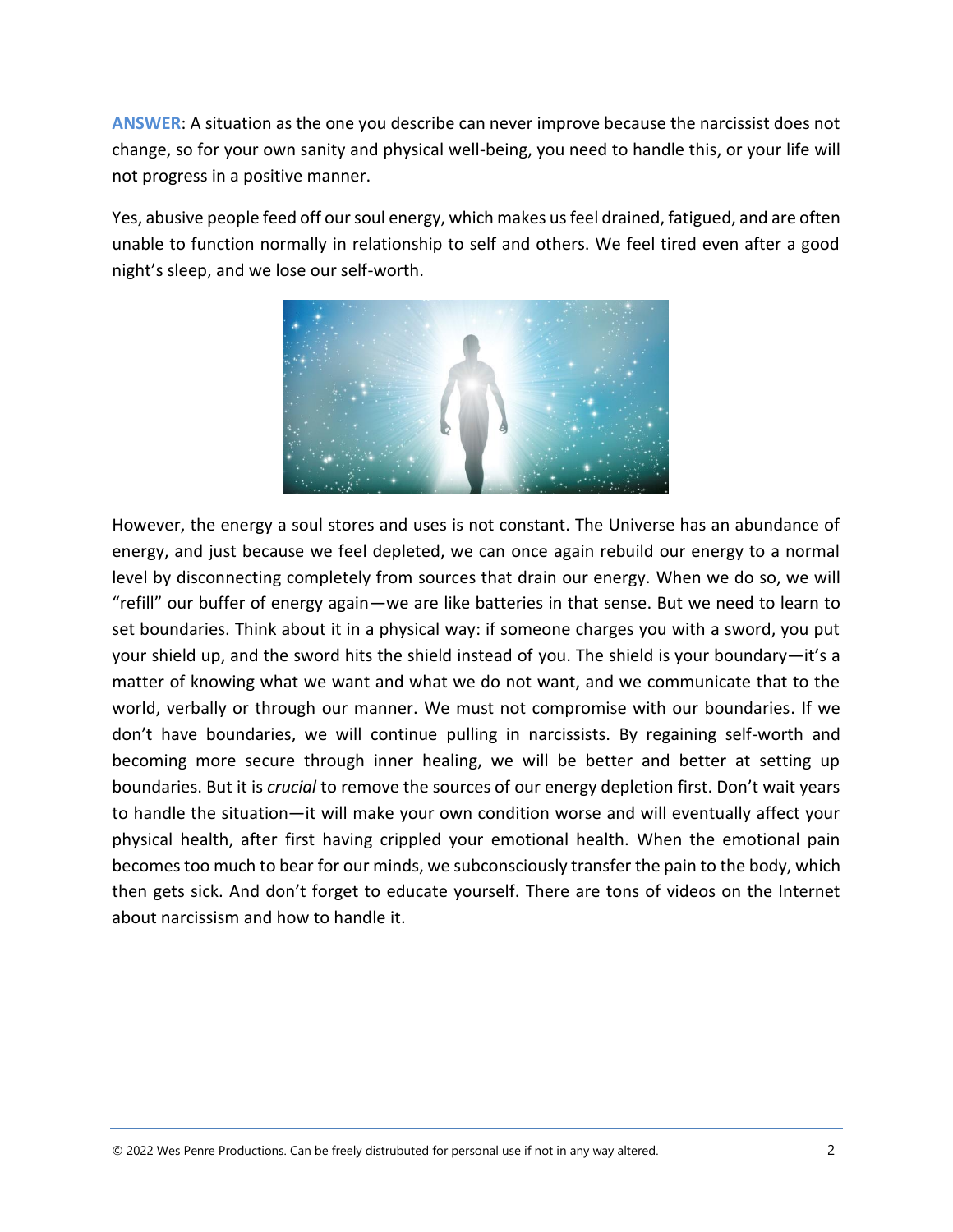**ANSWER**: A situation as the one you describe can never improve because the narcissist does not change, so for your own sanity and physical well-being, you need to handle this, or your life will not progress in a positive manner.

Yes, abusive people feed off our soul energy, which makes us feel drained, fatigued, and are often unable to function normally in relationship to self and others. We feel tired even after a good night's sleep, and we lose our self-worth.

However, the energy a soul stores and uses is not constant. The Universe has an abundance of energy, and just because we feel depleted, we can once again rebuild our energy to a normal level by disconnecting completely from sources that drain our energy. When we do so, we will "refill" our buffer of energy again—we are like batteries in that sense. But we need to learn to set boundaries. Think about it in a physical way: if someone charges you with a sword, you put your shield up, and the sword hits the shield instead of you. The shield is your boundary—it's a matter of knowing what we want and what we do not want, and we communicate that to the world, verbally or through our manner. We must not compromise with our boundaries. If we don't have boundaries, we will continue pulling in narcissists. By regaining self-worth and becoming more secure through inner healing, we will be better and better at setting up boundaries. But it is *crucial* to remove the sources of our energy depletion first. Don't wait years to handle the situation—it will make your own condition worse and will eventually affect your physical health, after first having crippled your emotional health. When the emotional pain becomes too much to bear for our minds, we subconsciously transfer the pain to the body, which then gets sick. And don't forget to educate yourself. There are tons of videos on the Internet about narcissism and how to handle it.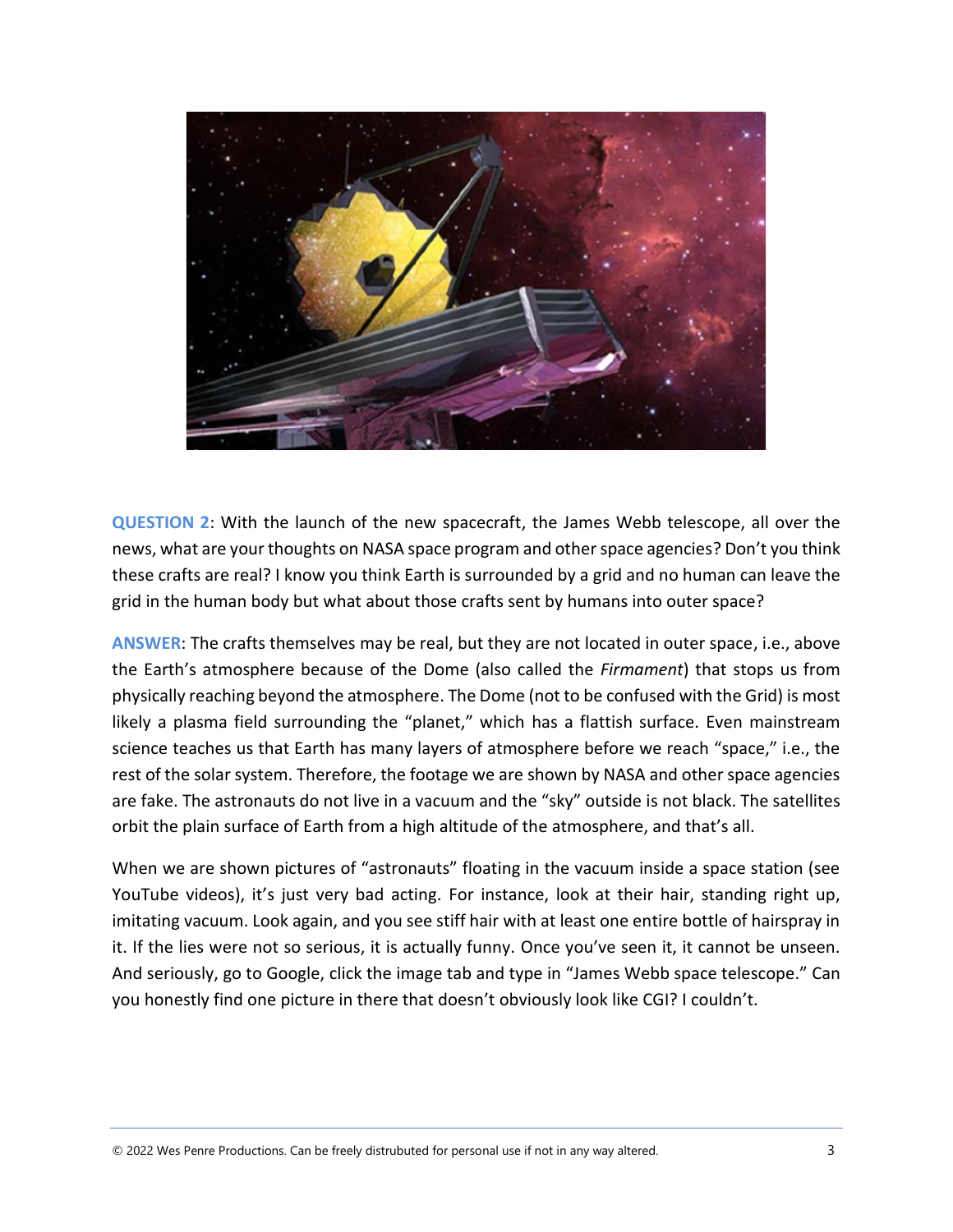**QUESTION 2**: With the launch of the new spacecraft, the James Webb telescope, all over the news, what are your thoughts on NASA space program and other space agencies? Don't you think these crafts are real? I know you think Earth is surrounded by a grid and no human can leave the grid in the human body but what about those crafts sent by humans into outer space?

**ANSWER**: The crafts themselves may be real, but they are not located in outer space, i.e., above the Earth's atmosphere because of the Dome (also called the *Firmament*) that stops us from physically reaching beyond the atmosphere. The Dome (not to be confused with the Grid) is most likely a plasma field surrounding the "planet," which has a flattish surface. Even mainstream science teaches us that Earth has many layers of atmosphere before we reach "space," i.e., the rest of the solar system. Therefore, the footage we are shown by NASA and other space agencies are fake. The astronauts do not live in a vacuum and the "sky" outside is not black. The satellites orbit the plain surface of Earth from a high altitude of the atmosphere, and that's all.

When we are shown pictures of "astronauts" floating in the vacuum inside a space station (see YouTube videos), it's just very bad acting. For instance, look at their hair, standing right up, imitating vacuum. Look again, and you see stiff hair with at least one entire bottle of hairspray in it. If the lies were not so serious, it is actually funny. Once you've seen it, it cannot be unseen. And seriously, go to Google, click the image tab and type in "James Webb space telescope." Can you honestly find one picture in there that doesn't obviously look like CGI? I couldn't.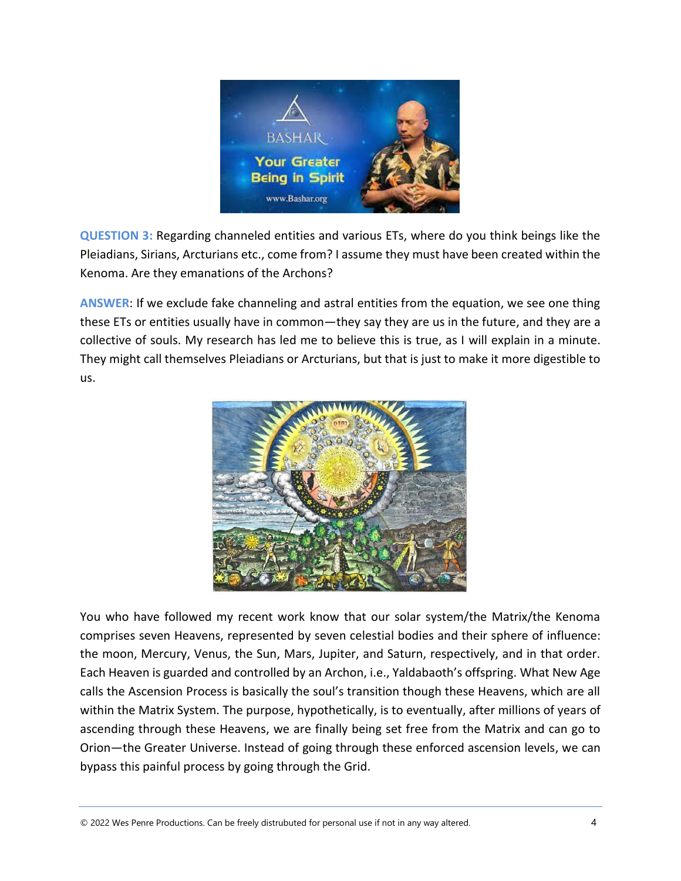**QUESTION 3:** Regarding channeled entities and various ETs, where do you think beings like the Pleiadians, Sirians, Arcturians etc., come from? I assume they must have been created within the Kenoma. Are they emanations of the Archons?

**ANSWER**: If we exclude fake channeling and astral entities from the equation, we see one thing these ETs or entities usually have in common—they say they are us in the future, and they are a collective of souls. My research has led me to believe this is true, as I will explain in a minute. They might call themselves Pleiadians or Arcturians, but that is just to make it more digestible to us.

You who have followed my recent work know that our solar system/the Matrix/the Kenoma comprises seven Heavens, represented by seven celestial bodies and their sphere of influence: the moon, Mercury, Venus, the Sun, Mars, Jupiter, and Saturn, respectively, and in that order. Each Heaven is guarded and controlled by an Archon, i.e., Yaldabaoth's offspring. What New Age calls the Ascension Process is basically the soul's transition though these Heavens, which are all within the Matrix System. The purpose, hypothetically, is to eventually, after millions of years of ascending through these Heavens, we are finally being set free from the Matrix and can go to Orion—the Greater Universe. Instead of going through these enforced ascension levels, we can bypass this painful process by going through the Grid.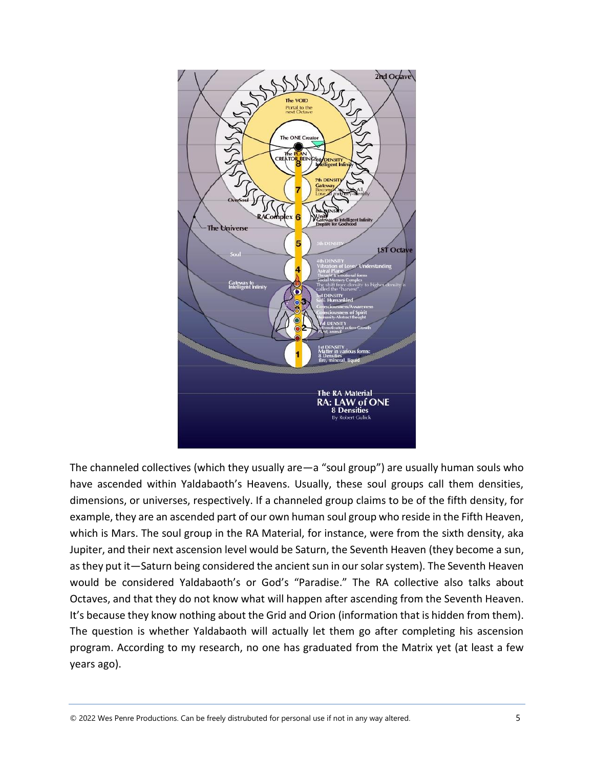The channeled collectives (which they usually are—a "soul group") are usually human souls who have ascended within Yaldabaoth's Heavens. Usually, these soul groups call them densities, dimensions, or universes, respectively. If a channeled group claims to be of the fifth density, for example, they are an ascended part of our own human soul group who reside in the Fifth Heaven, which is Mars. The soul group in the RA Material, for instance, were from the sixth density, aka Jupiter, and their next ascension level would be Saturn, the Seventh Heaven (they become a sun, as they put it—Saturn being considered the ancient sun in our solar system). The Seventh Heaven would be considered Yaldabaoth's or God's "Paradise." The RA collective also talks about Octaves, and that they do not know what will happen after ascending from the Seventh Heaven. It's because they know nothing about the Grid and Orion (information that is hidden from them). The question is whether Yaldabaoth will actually let them go after completing his ascension program. According to my research, no one has graduated from the Matrix yet (at least a few years ago).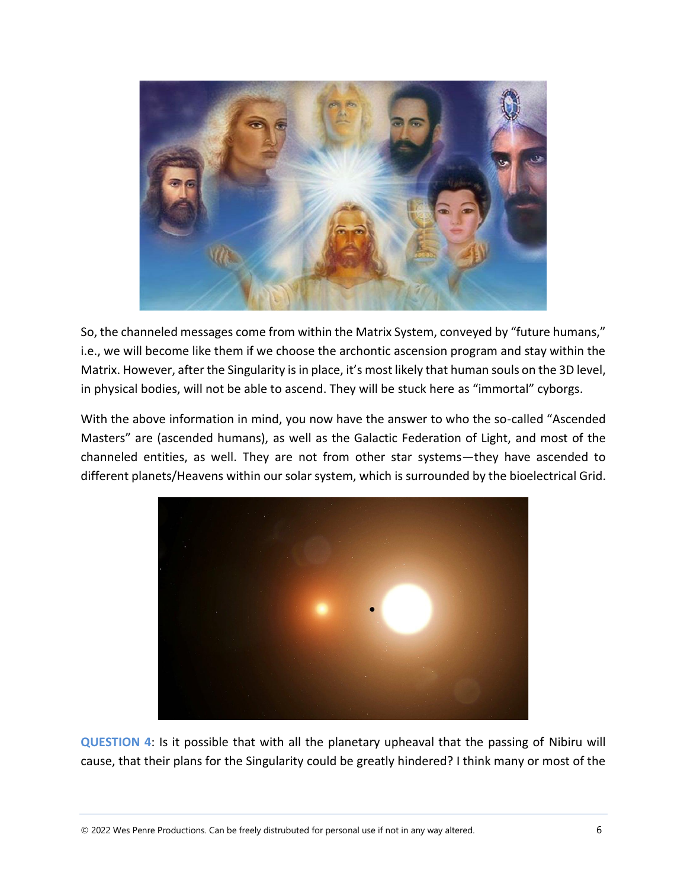So, the channeled messages come from within the Matrix System, conveyed by "future humans," i.e., we will become like them if we choose the archontic ascension program and stay within the Matrix. However, after the Singularity is in place, it's most likely that human souls on the 3D level, in physical bodies, will not be able to ascend. They will be stuck here as "immortal" cyborgs.

With the above information in mind, you now have the answer to who the so-called "Ascended Masters" are (ascended humans), as well as the Galactic Federation of Light, and most of the channeled entities, as well. They are not from other star systems—they have ascended to different planets/Heavens within our solar system, which is surrounded by the bioelectrical Grid.

**QUESTION 4**: Is it possible that with all the planetary upheaval that the passing of Nibiru will cause, that their plans for the Singularity could be greatly hindered? I think many or most of the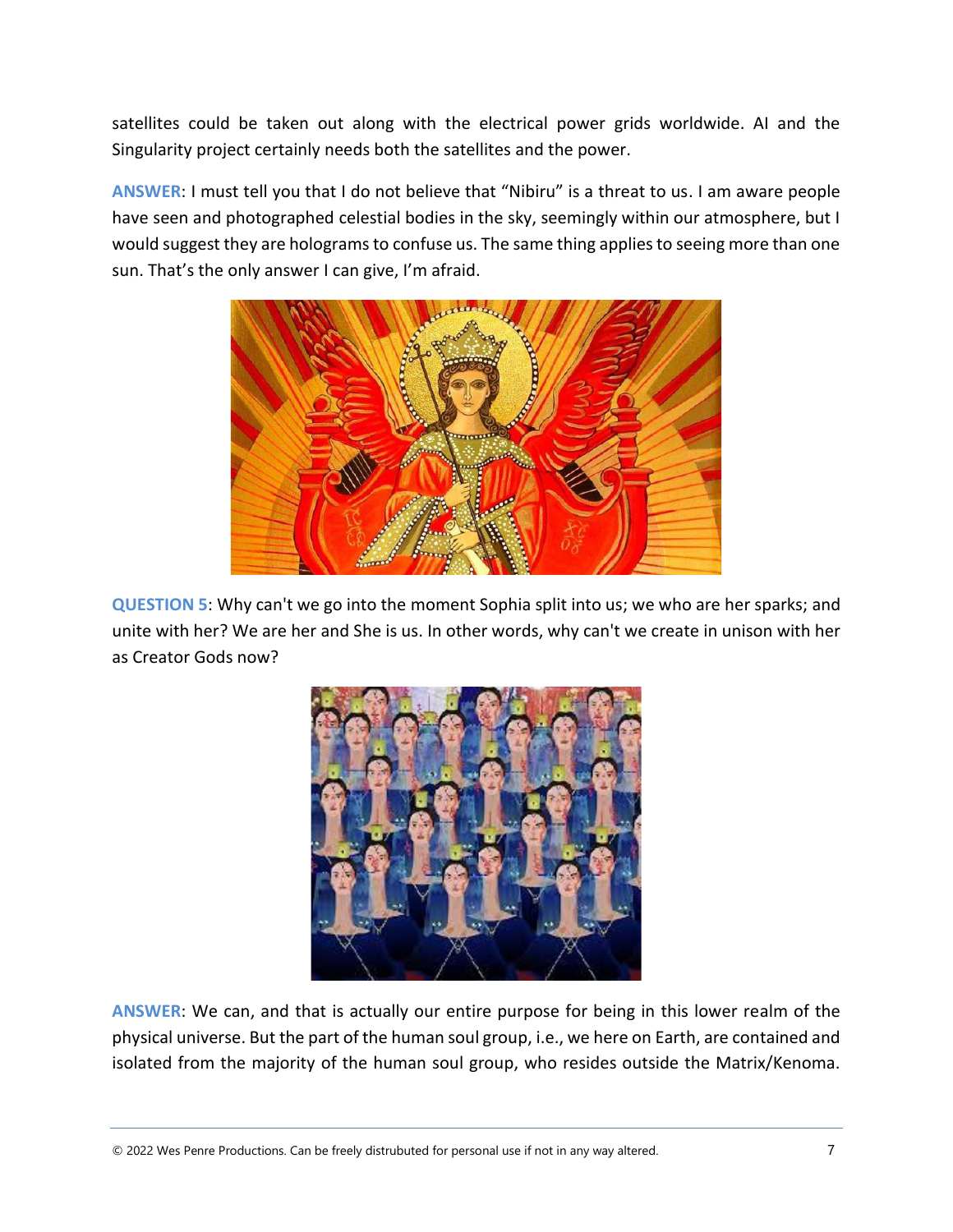satellites could be taken out along with the electrical power grids worldwide. AI and the Singularity project certainly needs both the satellites and the power.

**ANSWER**: I must tell you that I do not believe that "Nibiru" is a threat to us. I am aware people have seen and photographed celestial bodies in the sky, seemingly within our atmosphere, but I would suggest they are holograms to confuse us. The same thing applies to seeing more than one sun. That's the only answer I can give, I'm afraid.

**QUESTION 5**: Why can't we go into the moment Sophia split into us; we who are her sparks; and unite with her? We are her and She is us. In other words, why can't we create in unison with her as Creator Gods now?

**ANSWER**: We can, and that is actually our entire purpose for being in this lower realm of the physical universe. But the part of the human soul group, i.e., we here on Earth, are contained and isolated from the majority of the human soul group, who resides outside the Matrix/Kenoma.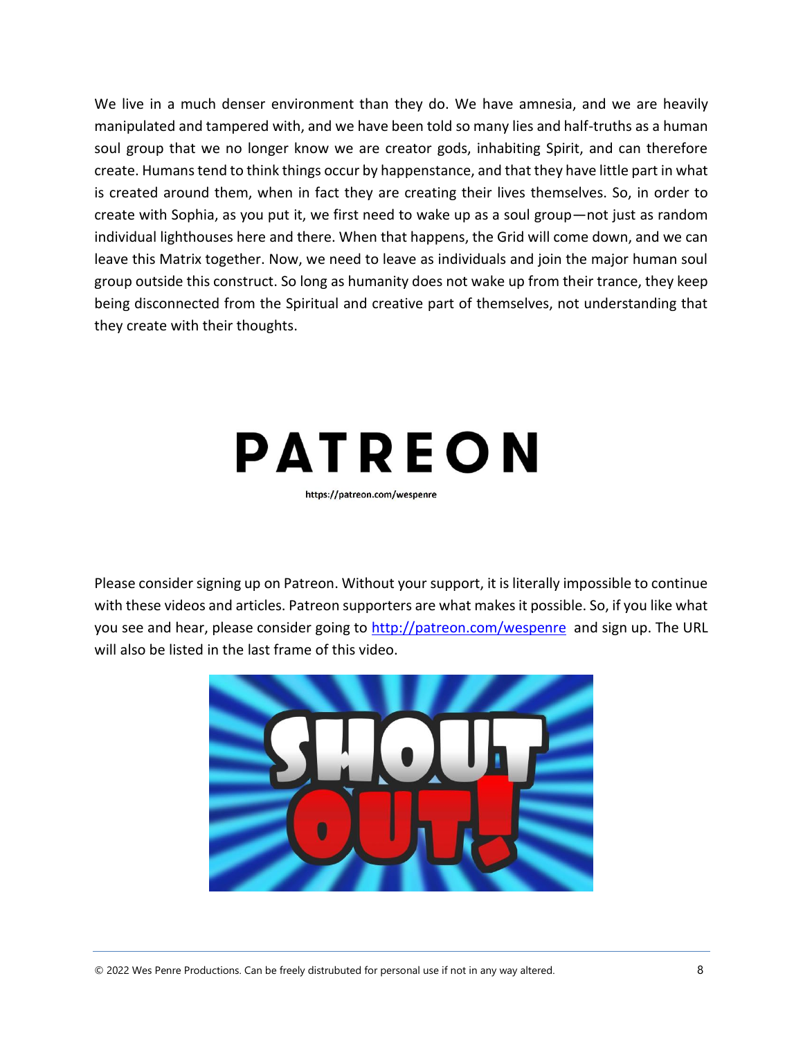We live in a much denser environment than they do. We have amnesia, and we are heavily manipulated and tampered with, and we have been told so many lies and half-truths as a human soul group that we no longer know we are creator gods, inhabiting Spirit, and can therefore create. Humans tend to think things occur by happenstance, and that they have little part in what is created around them, when in fact they are creating their lives themselves. So, in order to create with Sophia, as you put it, we first need to wake up as a soul group—not just as random individual lighthouses here and there. When that happens, the Grid will come down, and we can leave this Matrix together. Now, we need to leave as individuals and join the major human soul group outside this construct. So long as humanity does not wake up from their trance, they keep being disconnected from the Spiritual and creative part of themselves, not understanding that they create with their thoughts.

**PATREON**

https://patreon.com/wespenre

Please consider signing up on Patreon. Without your support, it is literally impossible to continue with these videos and articles. Patreon supporters are what makes it possible. So, if you like what you see and hear, please consider going to http://patreon.com/wespenre and sign up. The URL will also be listed in the last frame of this video.

SHOUT OUT!

© 2022 Wes Penre Productions. Can be freely distrubuted for personal use if not in any way altered.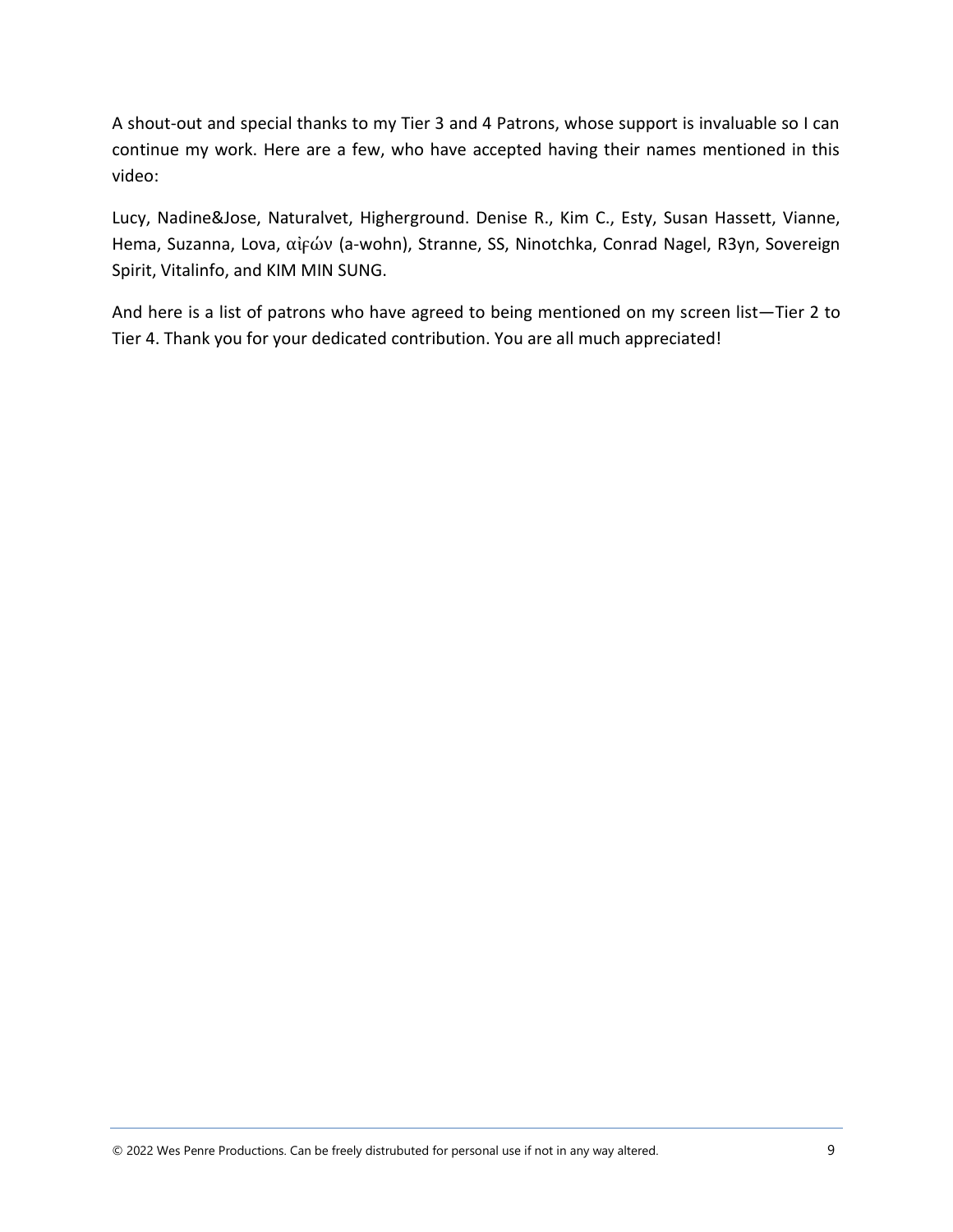A shout-out and special thanks to my Tier 3 and 4 Patrons, whose support is invaluable so I can continue my work. Here are a few, who have accepted having their names mentioned in this video:

Lucy, Nadine&Jose, Naturalvet, Higherground. Denise R., Kim C., Esty, Susan Hassett, Vianne, Hema, Suzanna, Lova, αἰϝών (a-wohn), Stranne, SS, Ninotchka, Conrad Nagel, R3yn, Sovereign Spirit, Vitalinfo, and KIM MIN SUNG.

And here is a list of patrons who have agreed to being mentioned on my screen list—Tier 2 to Tier 4. Thank you for your dedicated contribution. You are all much appreciated!